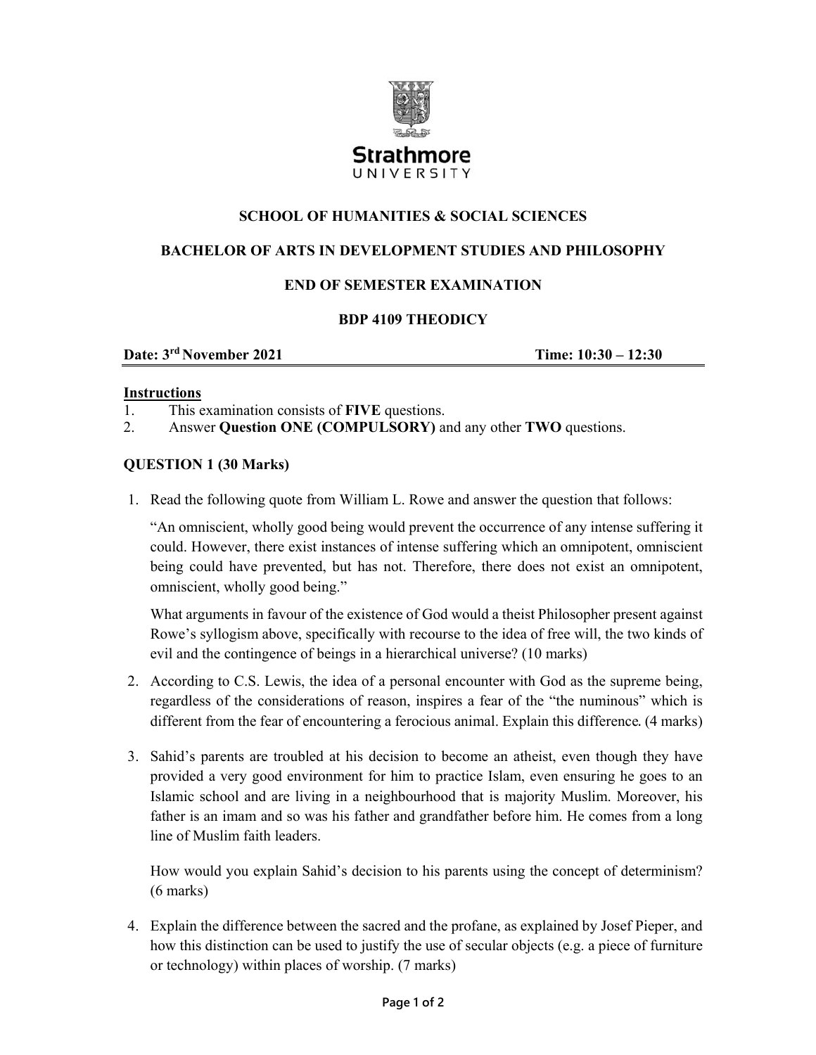**Strathmore UNIVERSITY**

## SCHOOL OF HUMANITIES & SOCIAL SCIENCES

## BACHELOR OF ARTS IN DEVELOPMENT STUDIES AND PHILOSOPHY

## END OF SEMESTER EXAMINATION

## BDP 4109 THEODICY

**Date: 3rd November 2021** **Time: 10:30 – 12:30**

**Instructions**

1. This examination consists of **FIVE** questions.
2. Answer **Question ONE (COMPULSORY)** and any other **TWO** questions.

### QUESTION 1 (30 Marks)

1. Read the following quote from William L. Rowe and answer the question that follows:

   "An omniscient, wholly good being would prevent the occurrence of any intense suffering it could. However, there exist instances of intense suffering which an omnipotent, omniscient being could have prevented, but has not. Therefore, there does not exist an omnipotent, omniscient, wholly good being."

   What arguments in favour of the existence of God would a theist Philosopher present against Rowe's syllogism above, specifically with recourse to the idea of free will, the two kinds of evil and the contingence of beings in a hierarchical universe? (10 marks)

2. According to C.S. Lewis, the idea of a personal encounter with God as the supreme being, regardless of the considerations of reason, inspires a fear of the "the numinous" which is different from the fear of encountering a ferocious animal. Explain this difference. (4 marks)

3. Sahid's parents are troubled at his decision to become an atheist, even though they have provided a very good environment for him to practice Islam, even ensuring he goes to an Islamic school and are living in a neighbourhood that is majority Muslim. Moreover, his father is an imam and so was his father and grandfather before him. He comes from a long line of Muslim faith leaders.

   How would you explain Sahid's decision to his parents using the concept of determinism? (6 marks)

4. Explain the difference between the sacred and the profane, as explained by Josef Pieper, and how this distinction can be used to justify the use of secular objects (e.g. a piece of furniture or technology) within places of worship. (7 marks)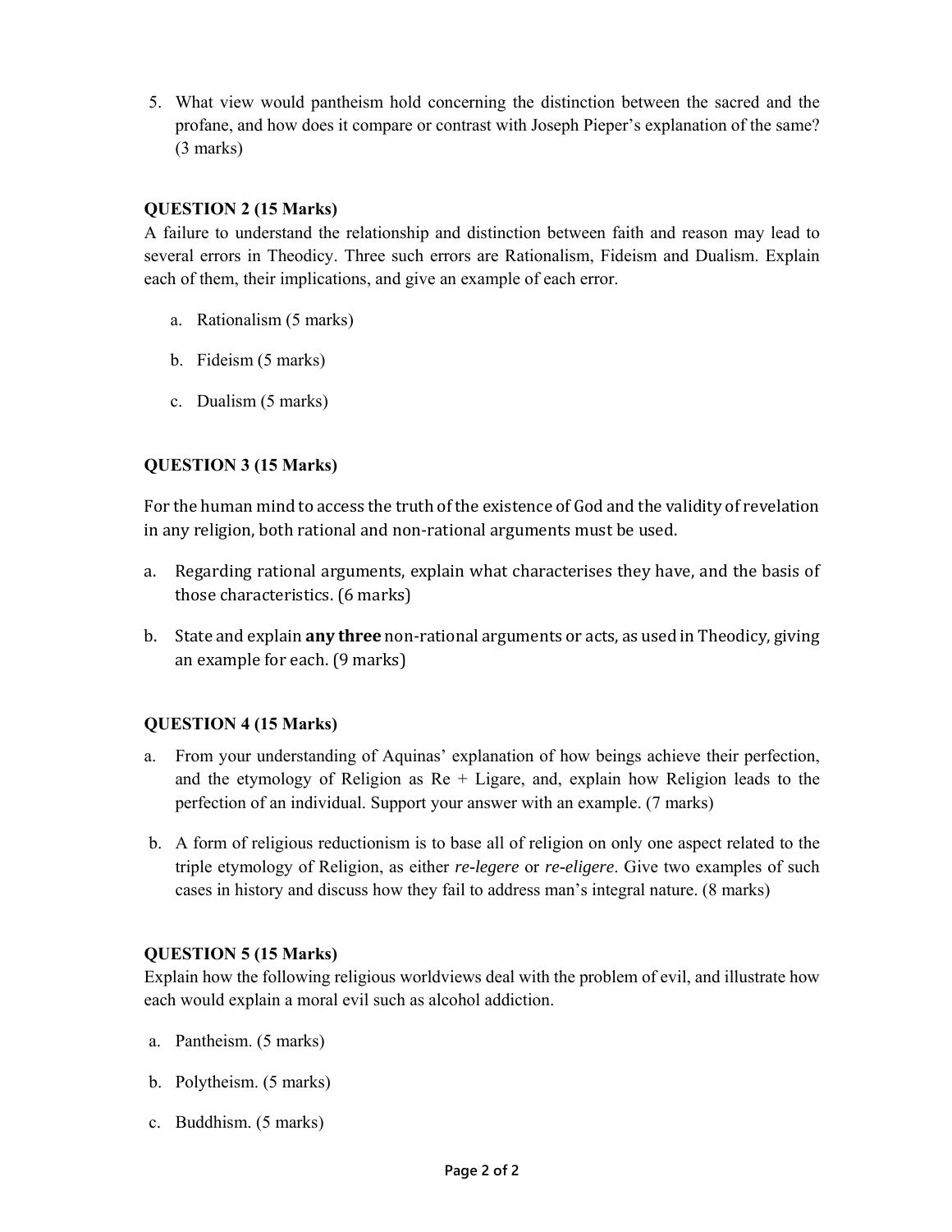5. What view would pantheism hold concerning the distinction between the sacred and the profane, and how does it compare or contrast with Joseph Pieper's explanation of the same? (3 marks)

**QUESTION 2 (15 Marks)**

A failure to understand the relationship and distinction between faith and reason may lead to several errors in Theodicy. Three such errors are Rationalism, Fideism and Dualism. Explain each of them, their implications, and give an example of each error.

a. Rationalism (5 marks)

b. Fideism (5 marks)

c. Dualism (5 marks)

**QUESTION 3 (15 Marks)**

For the human mind to access the truth of the existence of God and the validity of revelation in any religion, both rational and non-rational arguments must be used.

a. Regarding rational arguments, explain what characterises they have, and the basis of those characteristics. (6 marks)

b. State and explain **any three** non-rational arguments or acts, as used in Theodicy, giving an example for each. (9 marks)

**QUESTION 4 (15 Marks)**

a. From your understanding of Aquinas' explanation of how beings achieve their perfection, and the etymology of Religion as Re + Ligare, and, explain how Religion leads to the perfection of an individual. Support your answer with an example. (7 marks)

b. A form of religious reductionism is to base all of religion on only one aspect related to the triple etymology of Religion, as either *re-legere* or *re-eligere*. Give two examples of such cases in history and discuss how they fail to address man's integral nature. (8 marks)

**QUESTION 5 (15 Marks)**

Explain how the following religious worldviews deal with the problem of evil, and illustrate how each would explain a moral evil such as alcohol addiction.

a. Pantheism. (5 marks)

b. Polytheism. (5 marks)

c. Buddhism. (5 marks)